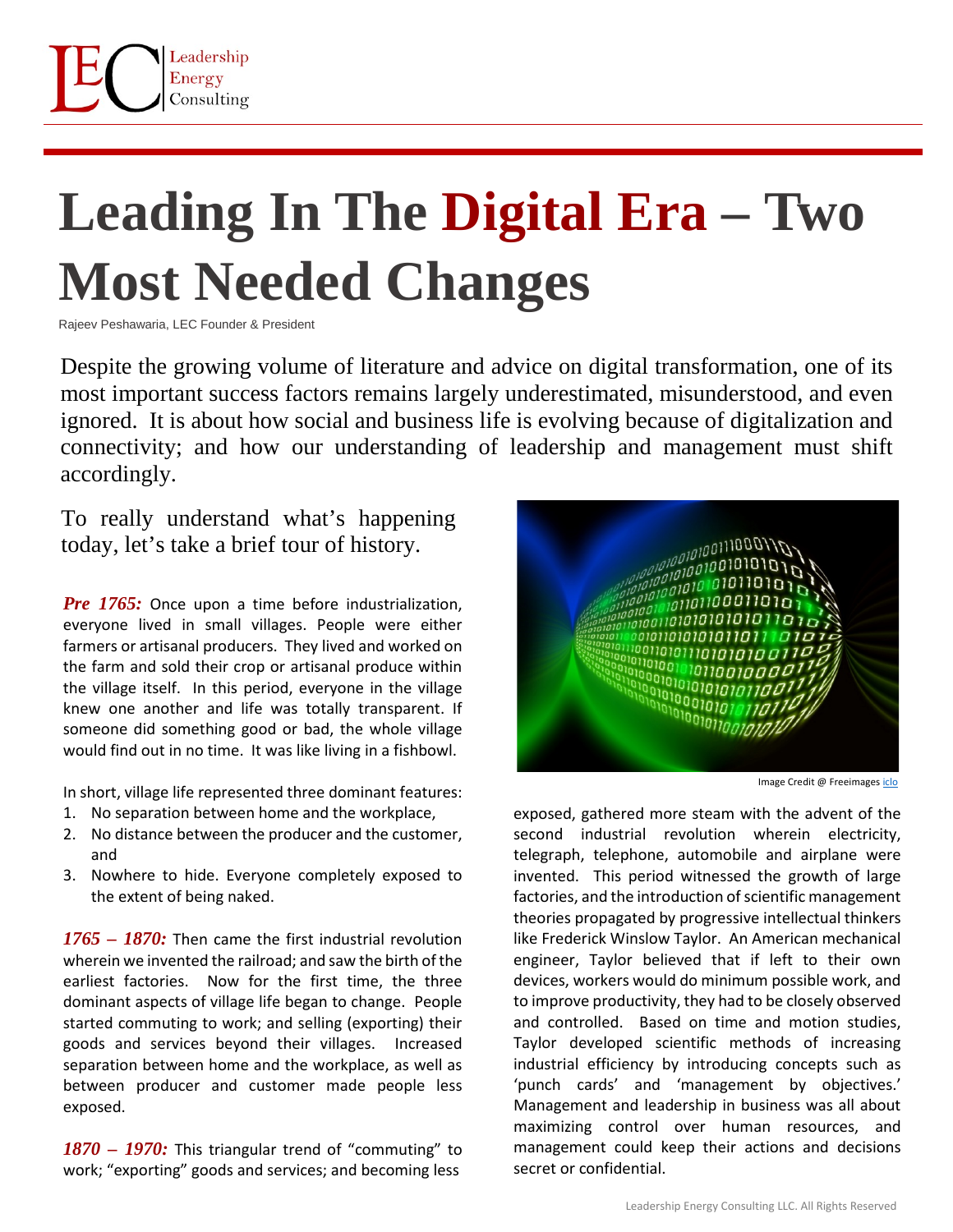# Leading In The Digital Era – Two Most Needed Changes

Rajeev Peshawaria, LEC Founder & President

Despite the growing volume of literature and advice on digital transformation, one of its most important success factors remains largely underestimated, misunderstood, and even ignored. It is about how social and business life is evolving because of digitalization and connectivity; and how our understanding of leadership and management must shift accordingly.

To really understand what's happening today, let's take a brief tour of history.

***Pre 1765:*** Once upon a time before industrialization, everyone lived in small villages. People were either farmers or artisanal producers. They lived and worked on the farm and sold their crop or artisanal produce within the village itself. In this period, everyone in the village knew one another and life was totally transparent. If someone did something good or bad, the whole village would find out in no time. It was like living in a fishbowl.

In short, village life represented three dominant features:

1. No separation between home and the workplace,
2. No distance between the producer and the customer, and
3. Nowhere to hide. Everyone completely exposed to the extent of being naked.

***1765 – 1870:*** Then came the first industrial revolution wherein we invented the railroad; and saw the birth of the earliest factories. Now for the first time, the three dominant aspects of village life began to change. People started commuting to work; and selling (exporting) their goods and services beyond their villages. Increased separation between home and the workplace, as well as between producer and customer made people less exposed.

***1870 – 1970:*** This triangular trend of "commuting" to work; "exporting" goods and services; and becoming less exposed, gathered more steam with the advent of the second industrial revolution wherein electricity, telegraph, telephone, automobile and airplane were invented. This period witnessed the growth of large factories, and the introduction of scientific management theories propagated by progressive intellectual thinkers like Frederick Winslow Taylor. An American mechanical engineer, Taylor believed that if left to their own devices, workers would do minimum possible work, and to improve productivity, they had to be closely observed and controlled. Based on time and motion studies, Taylor developed scientific methods of increasing industrial efficiency by introducing concepts such as 'punch cards' and 'management by objectives.' Management and leadership in business was all about maximizing control over human resources, and management could keep their actions and decisions secret or confidential.

Image Credit @ Freeimages iclo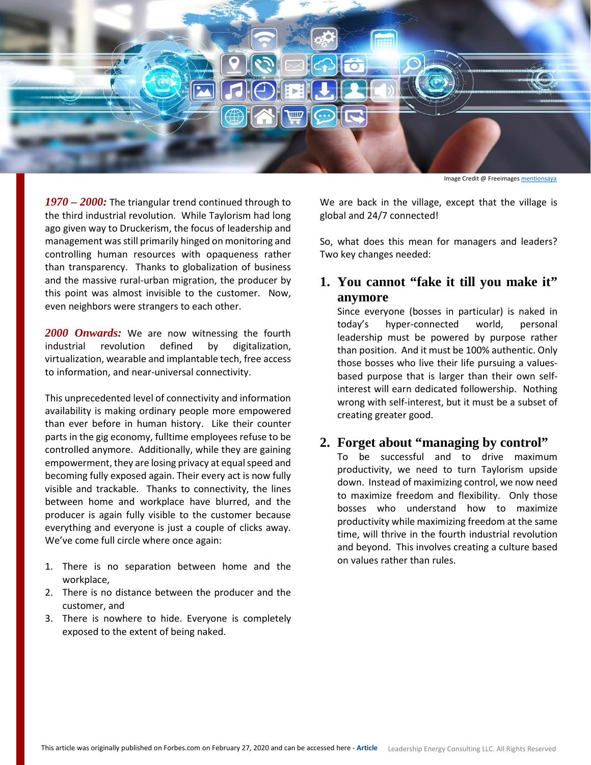Image Credit @ Freeimages mentionsaya

***1970 – 2000:*** The triangular trend continued through to the third industrial revolution. While Taylorism had long ago given way to Druckerism, the focus of leadership and management was still primarily hinged on monitoring and controlling human resources with opaqueness rather than transparency. Thanks to globalization of business and the massive rural-urban migration, the producer by this point was almost invisible to the customer. Now, even neighbors were strangers to each other.

***2000 Onwards:*** We are now witnessing the fourth industrial revolution defined by digitalization, virtualization, wearable and implantable tech, free access to information, and near-universal connectivity.

This unprecedented level of connectivity and information availability is making ordinary people more empowered than ever before in human history. Like their counter parts in the gig economy, fulltime employees refuse to be controlled anymore. Additionally, while they are gaining empowerment, they are losing privacy at equal speed and becoming fully exposed again. Their every act is now fully visible and trackable. Thanks to connectivity, the lines between home and workplace have blurred, and the producer is again fully visible to the customer because everything and everyone is just a couple of clicks away. We've come full circle where once again:

1. There is no separation between home and the workplace,
2. There is no distance between the producer and the customer, and
3. There is nowhere to hide. Everyone is completely exposed to the extent of being naked.

We are back in the village, except that the village is global and 24/7 connected!

So, what does this mean for managers and leaders? Two key changes needed:

## 1. You cannot "fake it till you make it" anymore

Since everyone (bosses in particular) is naked in today's hyper-connected world, personal leadership must be powered by purpose rather than position. And it must be 100% authentic. Only those bosses who live their life pursuing a values-based purpose that is larger than their own self-interest will earn dedicated followership. Nothing wrong with self-interest, but it must be a subset of creating greater good.

## 2. Forget about "managing by control"

To be successful and to drive maximum productivity, we need to turn Taylorism upside down. Instead of maximizing control, we now need to maximize freedom and flexibility. Only those bosses who understand how to maximize productivity while maximizing freedom at the same time, will thrive in the fourth industrial revolution and beyond. This involves creating a culture based on values rather than rules.

This article was originally published on Forbes.com on February 27, 2020 and can be accessed here - **Article**